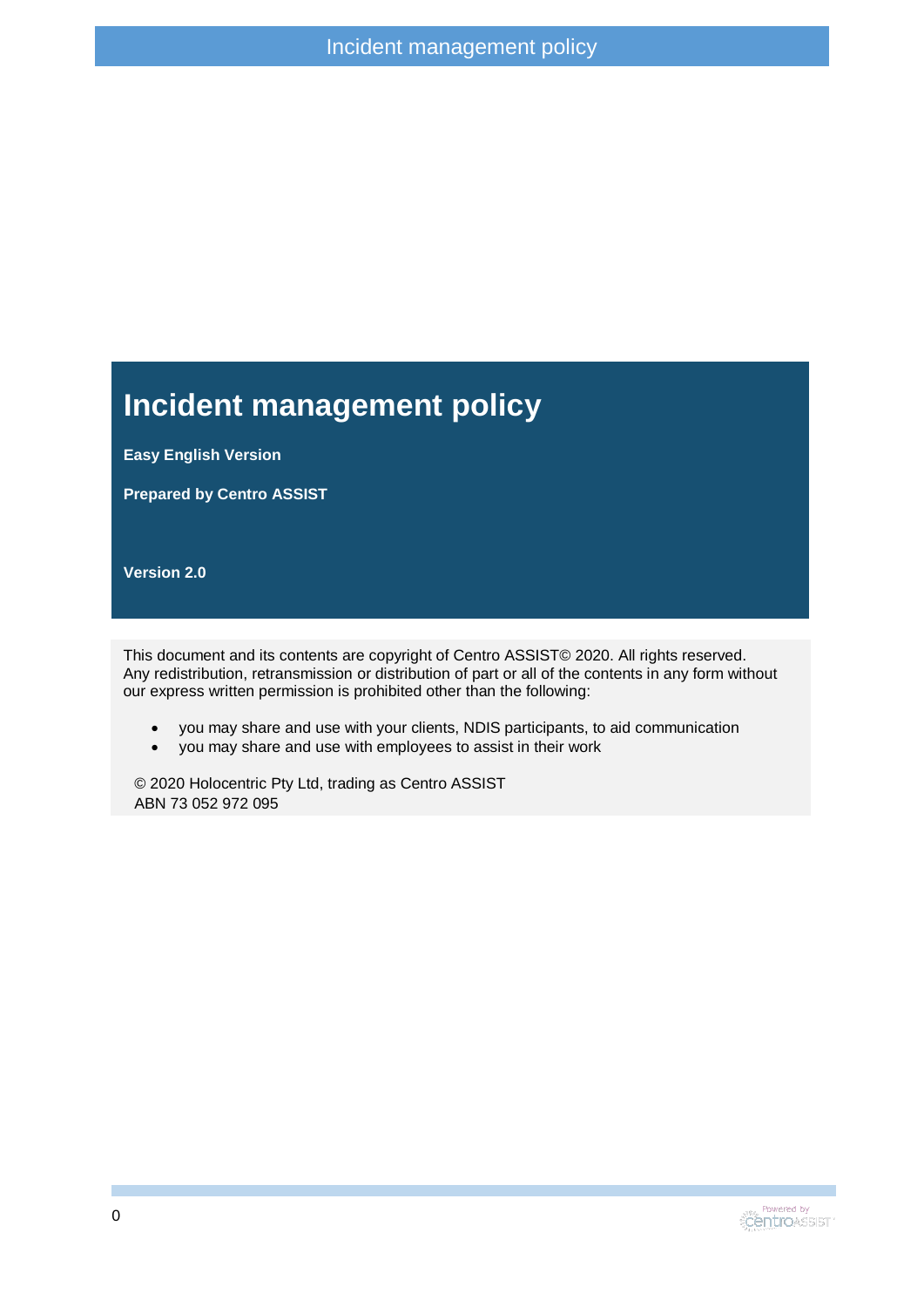# Incident management policy

**Easy English Version**

**Prepared by Centro ASSIST**

**Version 2.0**

This document and its contents are copyright of Centro ASSIST© 2020. All rights reserved. Any redistribution, retransmission or distribution of part or all of the contents in any form without our express written permission is prohibited other than the following:

- you may share and use with your clients, NDIS participants, to aid communication
- you may share and use with employees to assist in their work

© 2020 Holocentric Pty Ltd, trading as Centro ASSIST
ABN 73 052 972 095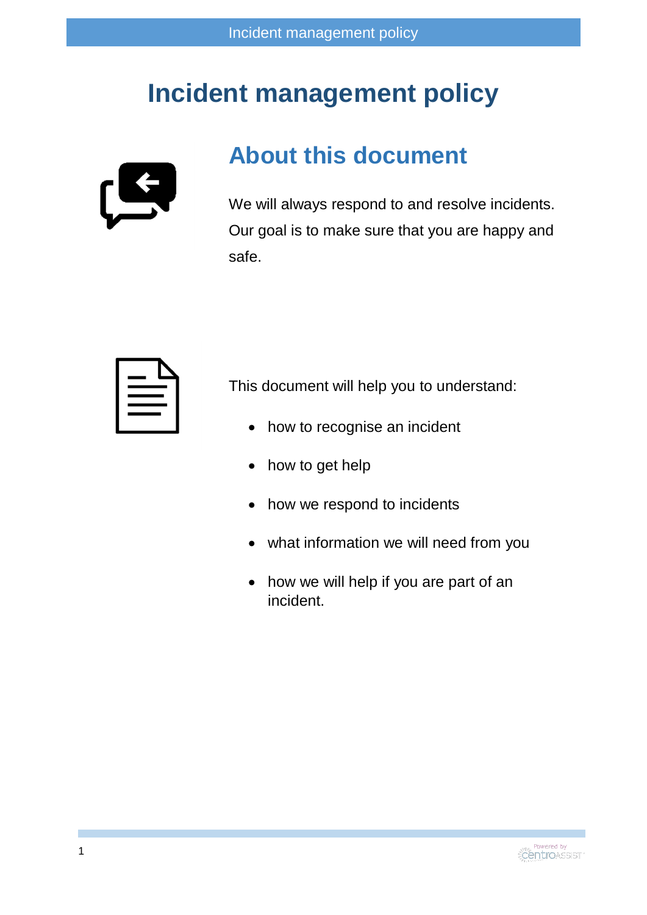# Incident management policy

## About this document

We will always respond to and resolve incidents. Our goal is to make sure that you are happy and safe.

This document will help you to understand:

- how to recognise an incident
- how to get help
- how we respond to incidents
- what information we will need from you
- how we will help if you are part of an incident.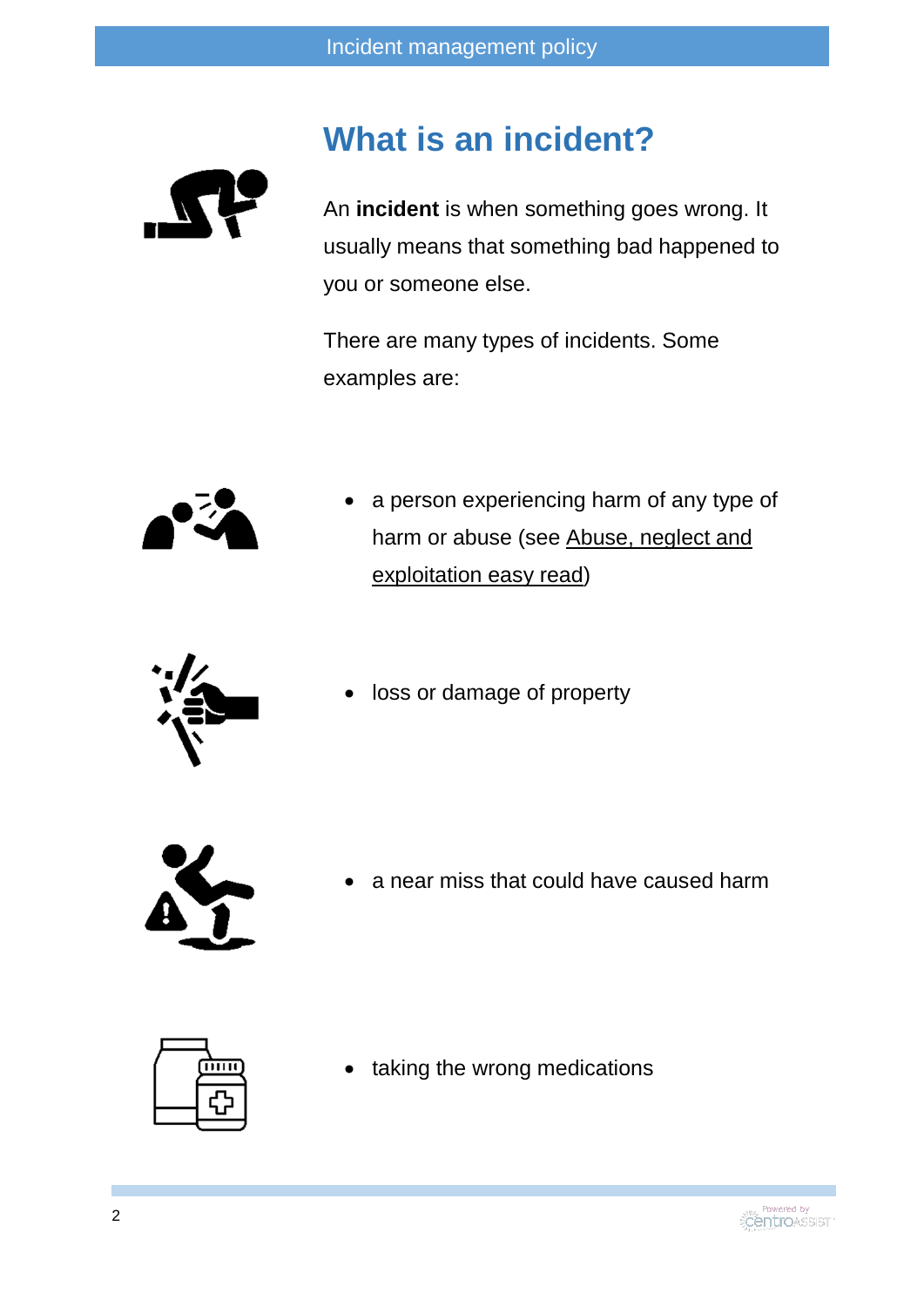# What is an incident?

An **incident** is when something goes wrong. It usually means that something bad happened to you or someone else.

There are many types of incidents. Some examples are:

- a person experiencing harm of any type of harm or abuse (see Abuse, neglect and exploitation easy read)
- loss or damage of property
- a near miss that could have caused harm
- taking the wrong medications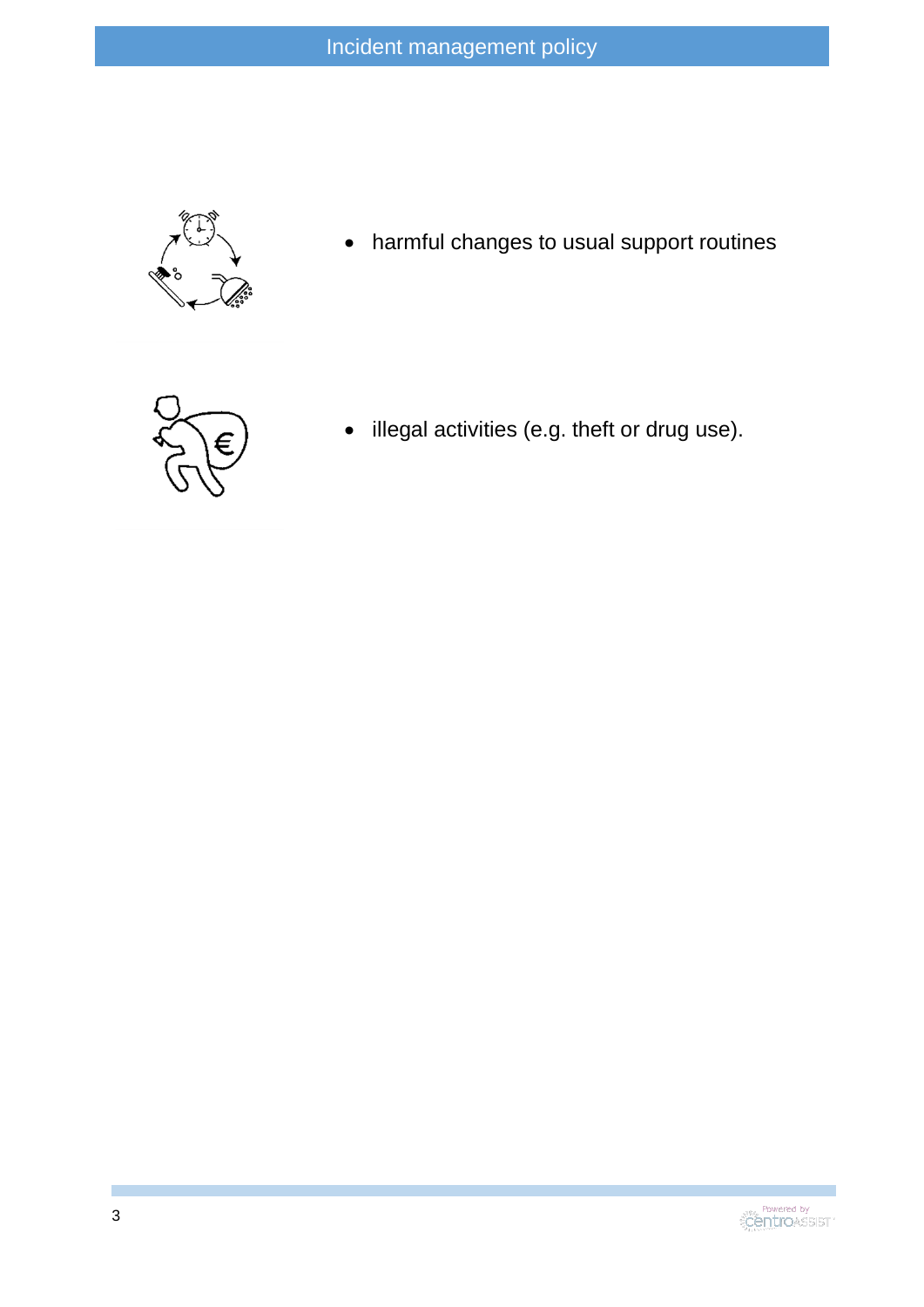- harmful changes to usual support routines
- illegal activities (e.g. theft or drug use).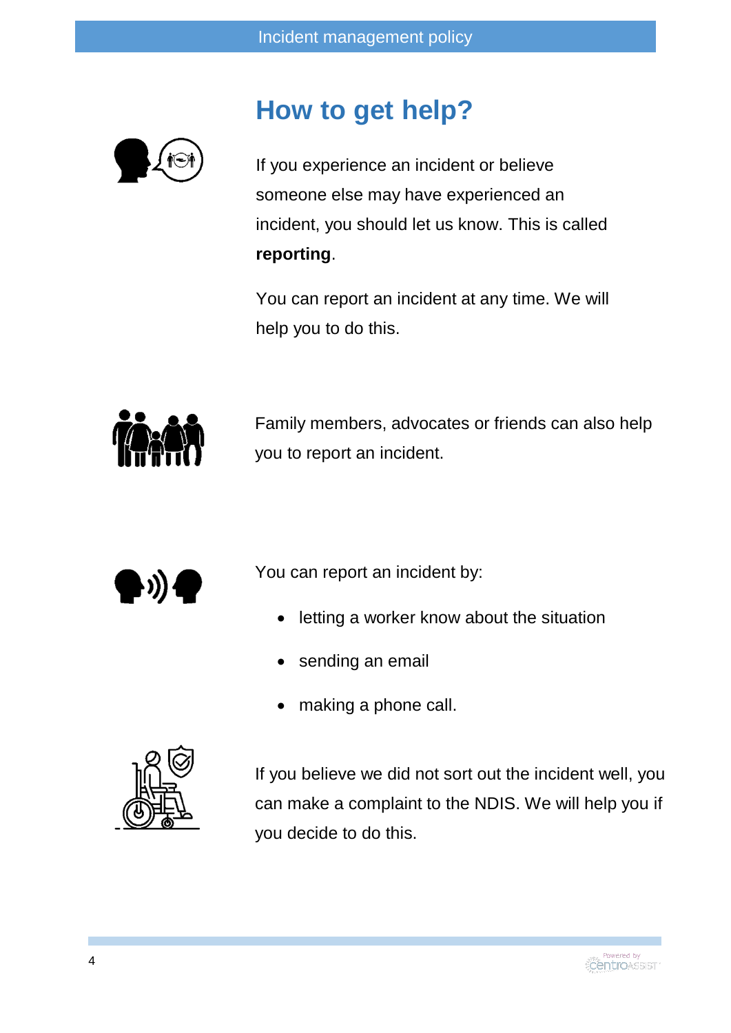## How to get help?

If you experience an incident or believe someone else may have experienced an incident, you should let us know. This is called **reporting**.

You can report an incident at any time. We will help you to do this.

Family members, advocates or friends can also help you to report an incident.

You can report an incident by:

- letting a worker know about the situation
- sending an email
- making a phone call.

If you believe we did not sort out the incident well, you can make a complaint to the NDIS. We will help you if you decide to do this.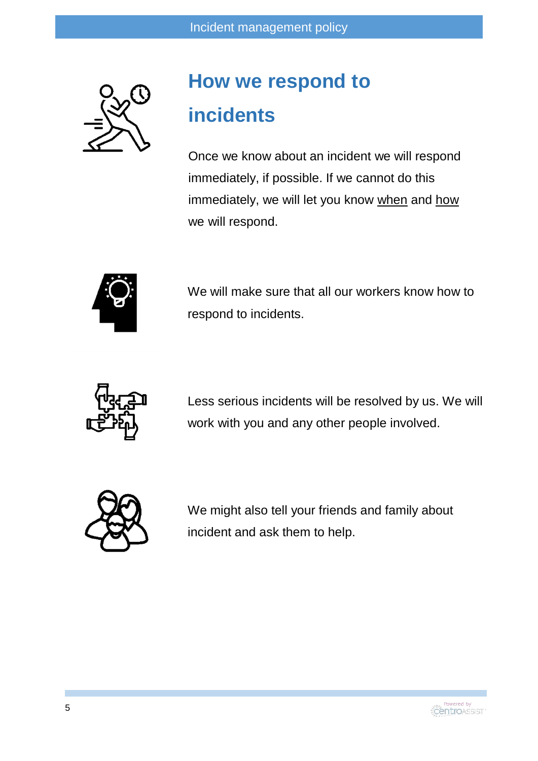## How we respond to incidents

Once we know about an incident we will respond immediately, if possible. If we cannot do this immediately, we will let you know when and how we will respond.

We will make sure that all our workers know how to respond to incidents.

Less serious incidents will be resolved by us. We will work with you and any other people involved.

We might also tell your friends and family about incident and ask them to help.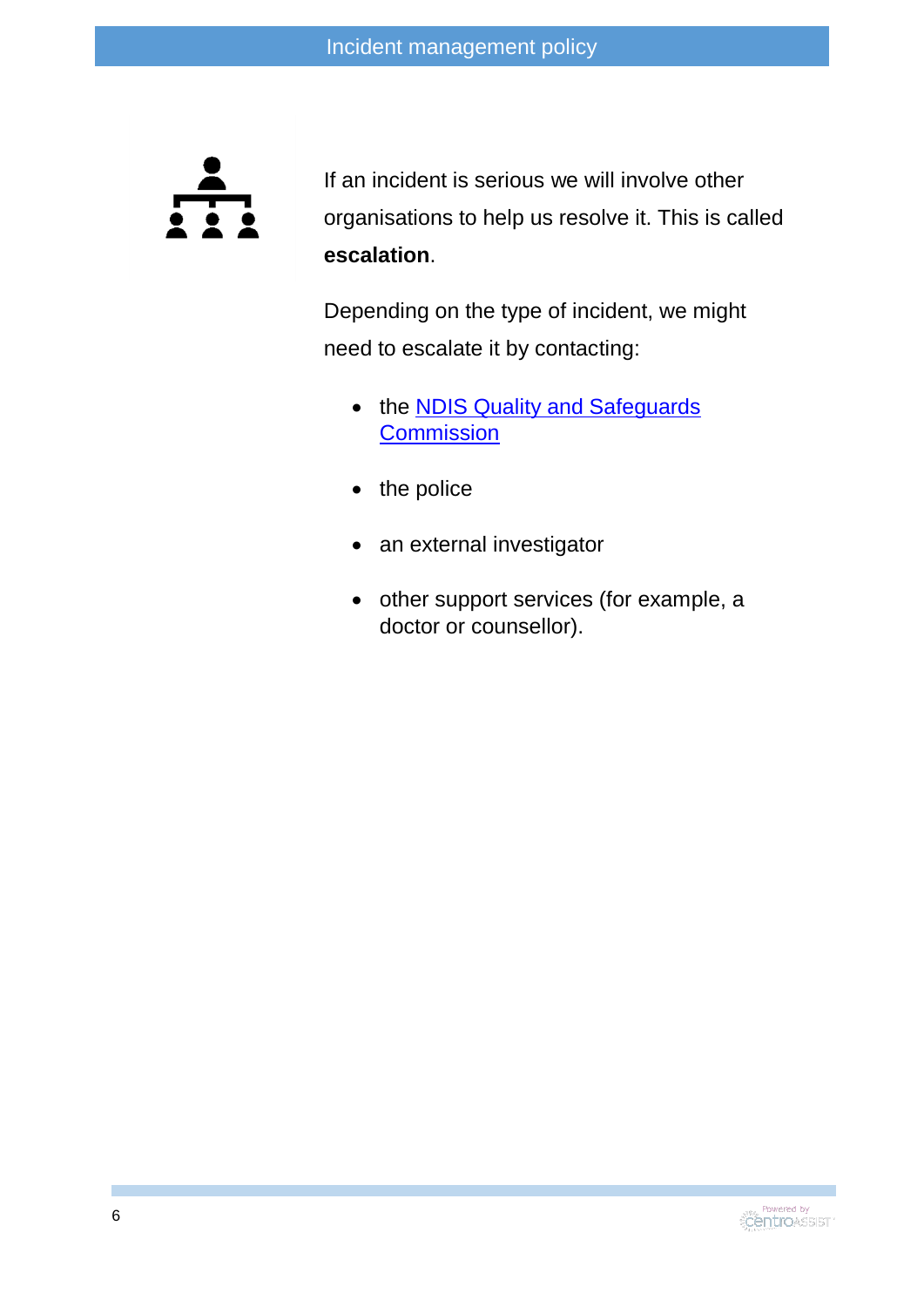If an incident is serious we will involve other organisations to help us resolve it. This is called **escalation**.

Depending on the type of incident, we might need to escalate it by contacting:

- the NDIS Quality and Safeguards Commission
- the police
- an external investigator
- other support services (for example, a doctor or counsellor).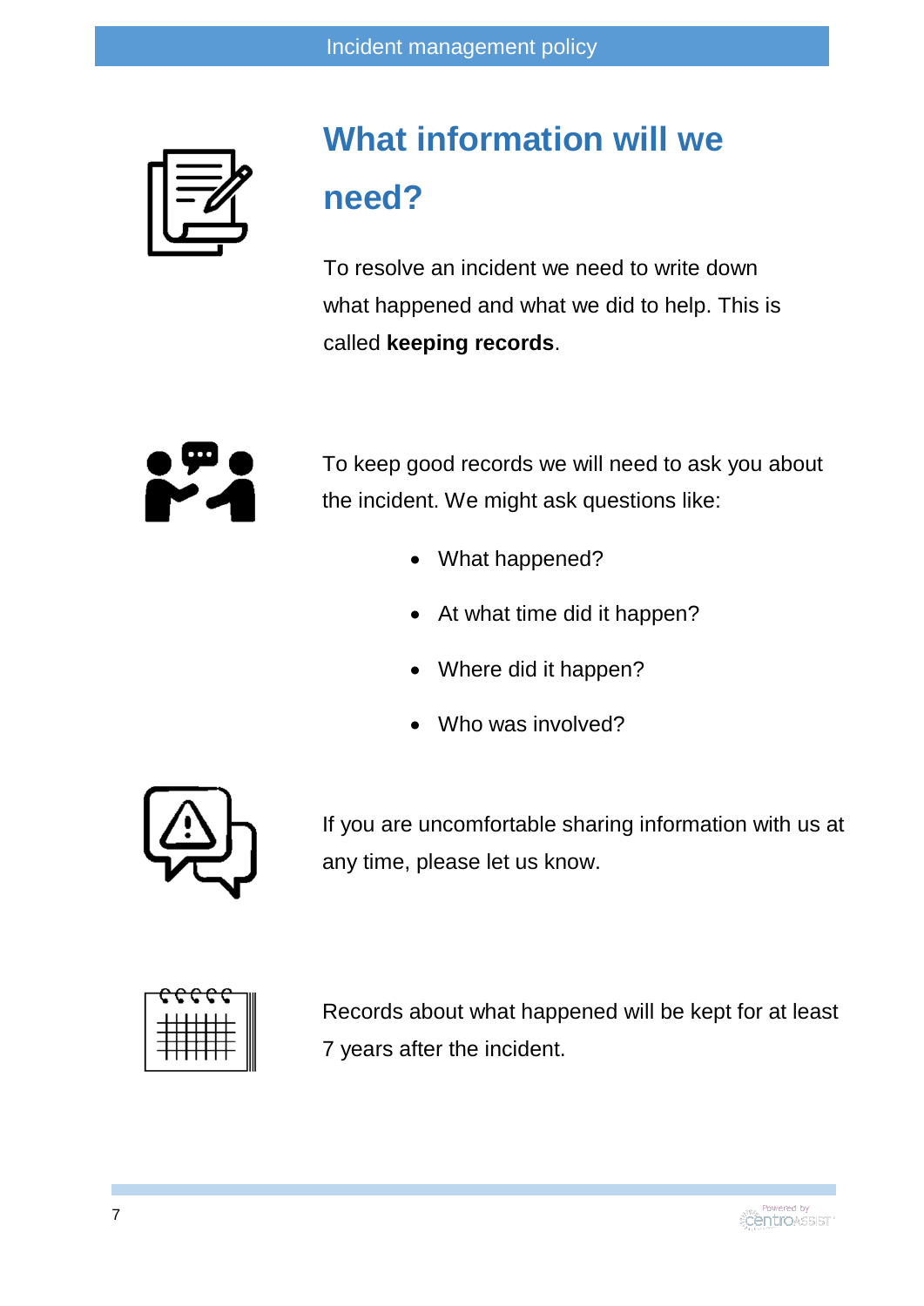## What information will we need?

To resolve an incident we need to write down what happened and what we did to help. This is called **keeping records**.

To keep good records we will need to ask you about the incident. We might ask questions like:

- What happened?
- At what time did it happen?
- Where did it happen?
- Who was involved?

If you are uncomfortable sharing information with us at any time, please let us know.

Records about what happened will be kept for at least 7 years after the incident.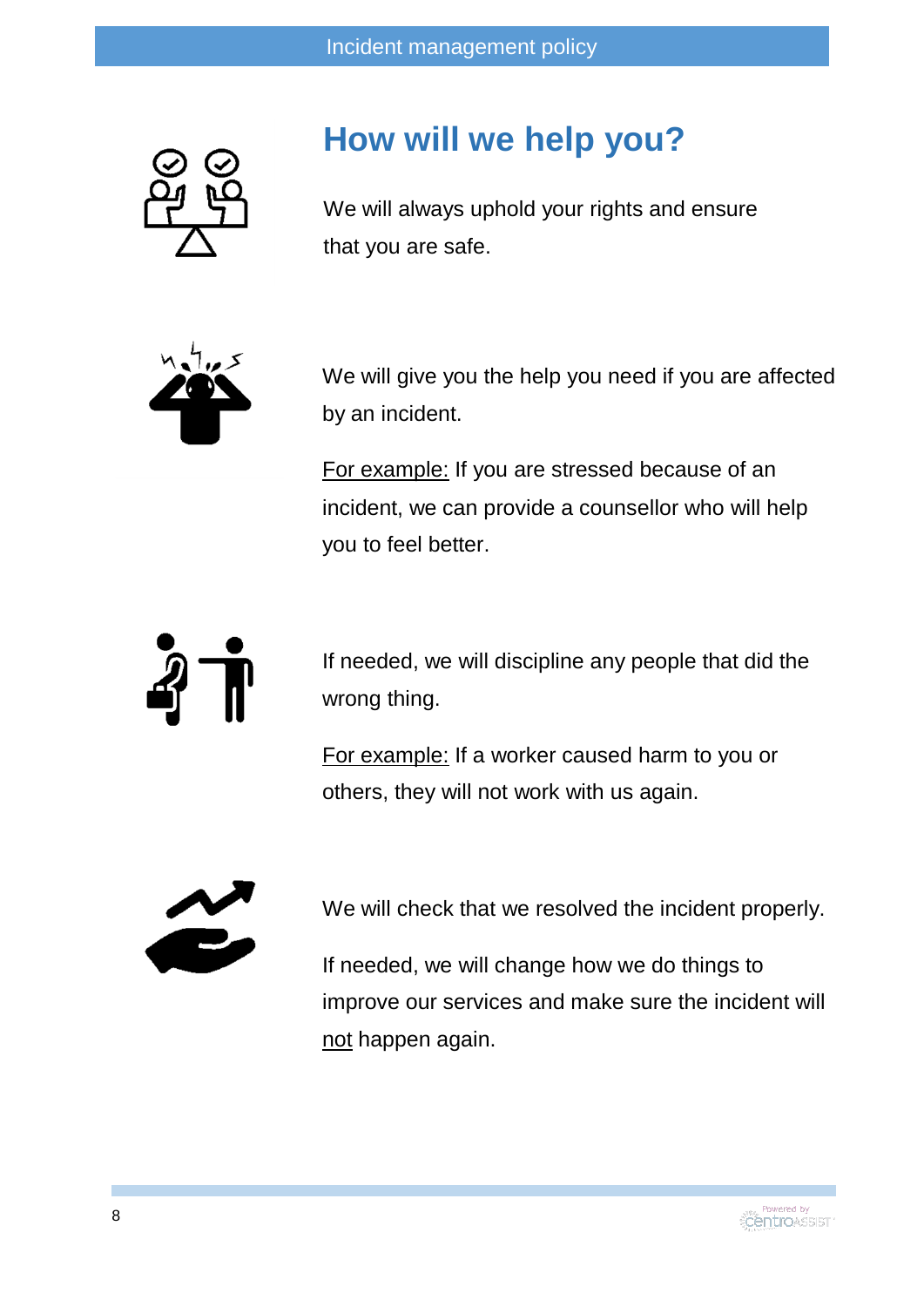# How will we help you?

We will always uphold your rights and ensure that you are safe.

We will give you the help you need if you are affected by an incident.

For example: If you are stressed because of an incident, we can provide a counsellor who will help you to feel better.

If needed, we will discipline any people that did the wrong thing.

For example: If a worker caused harm to you or others, they will not work with us again.

We will check that we resolved the incident properly.

If needed, we will change how we do things to improve our services and make sure the incident will not happen again.